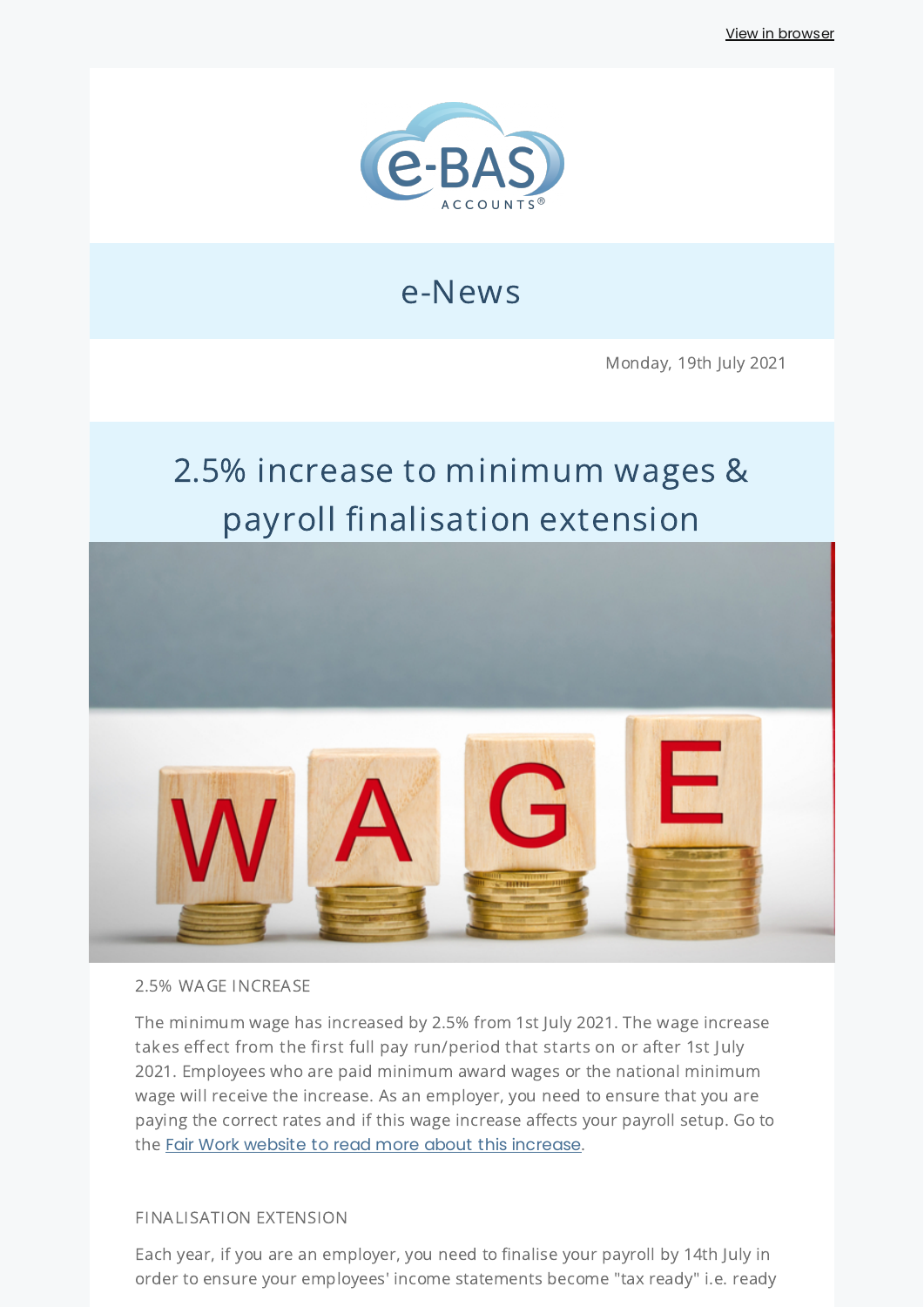[View in browser]

e-BAS ACCOUNTS®

# e-News

Monday, 19th July 2021

## 2.5% increase to minimum wages & payroll finalisation extension

### 2.5% WAGE INCREASE

The minimum wage has increased by 2.5% from 1st July 2021. The wage increase takes effect from the first full pay run/period that starts on or after 1st July 2021. Employees who are paid minimum award wages or the national minimum wage will receive the increase. As an employer, you need to ensure that you are paying the correct rates and if this wage increase affects your payroll setup. Go to the [Fair Work website to read more about this increase].

### FINALISATION EXTENSION

Each year, if you are an employer, you need to finalise your payroll by 14th July in order to ensure your employees' income statements become "tax ready" i.e. ready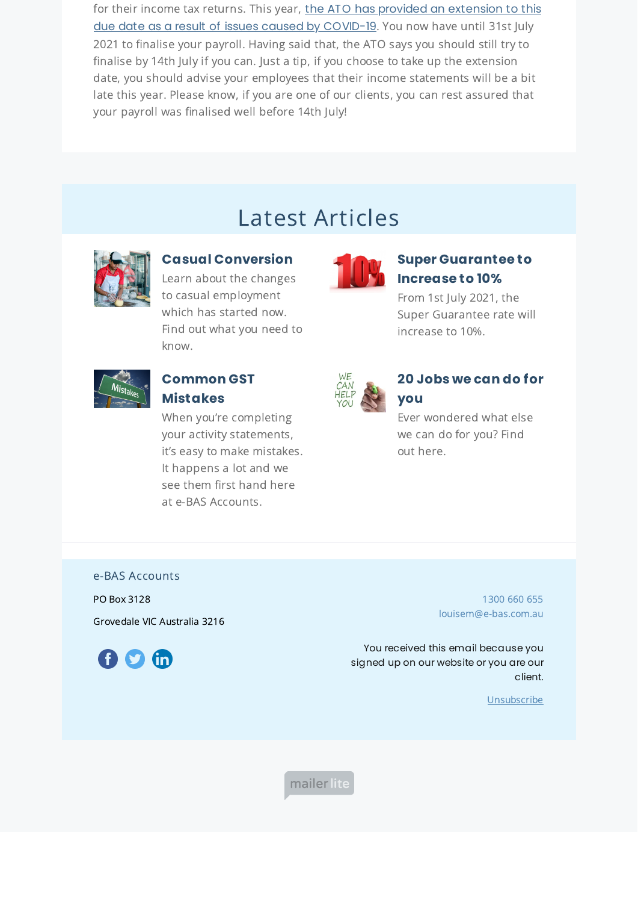for their income tax returns. This year, the ATO has provided an extension to this due date as a result of issues caused by COVID-19. You now have until 31st July 2021 to finalise your payroll. Having said that, the ATO says you should still try to finalise by 14th July if you can. Just a tip, if you choose to take up the extension date, you should advise your employees that their income statements will be a bit late this year. Please know, if you are one of our clients, you can rest assured that your payroll was finalised well before 14th July!

## Latest Articles

### Casual Conversion

Learn about the changes to casual employment which has started now. Find out what you need to know.

### Super Guarantee to Increase to 10%

From 1st July 2021, the Super Guarantee rate will increase to 10%.

### Common GST Mistakes

When you're completing your activity statements, it's easy to make mistakes. It happens a lot and we see them first hand here at e-BAS Accounts.

### 20 Jobs we can do for you

Ever wondered what else we can do for you? Find out here.

e-BAS Accounts

PO Box 3128

Grovedale VIC Australia 3216

1300 660 655

louisem@e-bas.com.au

You received this email because you signed up on our website or you are our client.

Unsubscribe